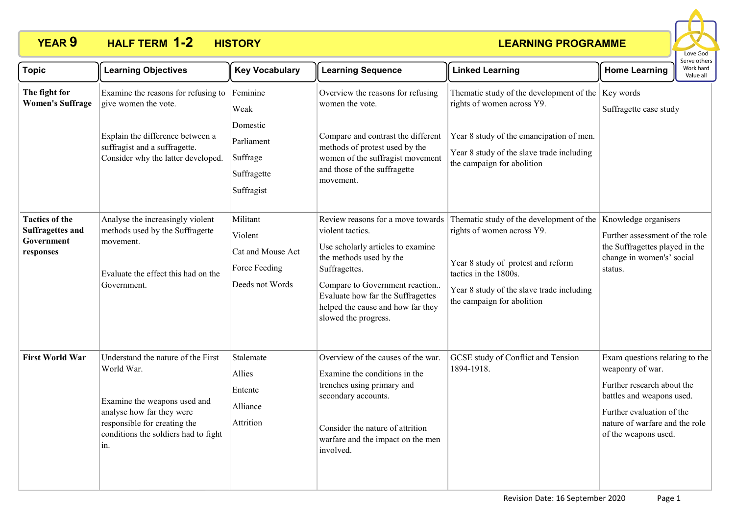# YEAR 9 HALF TERM 1-2 HISTORY LEARNING PROGRAMME

Love God
Serve others
Work hard
Value all

| Topic | Learning Objectives | Key Vocabulary | Learning Sequence | Linked Learning | Home Learning |
|---|---|---|---|---|---|
| **The fight for Women's Suffrage** | Examine the reasons for refusing to give women the vote.<br><br>Explain the difference between a suffragist and a suffragette. Consider why the latter developed. | Feminine<br>Weak<br>Domestic<br>Parliament<br>Suffrage<br>Suffragette<br>Suffragist | Overview the reasons for refusing women the vote.<br><br>Compare and contrast the different methods of protest used by the women of the suffragist movement and those of the suffragette movement. | Thematic study of the development of the rights of women across Y9.<br><br>Year 8 study of the emancipation of men.<br><br>Year 8 study of the slave trade including the campaign for abolition | Key words<br><br>Suffragette case study |
| **Tactics of the Suffragettes and Government responses** | Analyse the increasingly violent methods used by the Suffragette movement.<br><br>Evaluate the effect this had on the Government. | Militant<br>Violent<br>Cat and Mouse Act<br>Force Feeding<br>Deeds not Words | Review reasons for a move towards violent tactics.<br><br>Use scholarly articles to examine the methods used by the Suffragettes.<br><br>Compare to Government reaction.. Evaluate how far the Suffragettes helped the cause and how far they slowed the progress. | Thematic study of the development of the rights of women across Y9.<br><br>Year 8 study of protest and reform tactics in the 1800s.<br><br>Year 8 study of the slave trade including the campaign for abolition | Knowledge organisers<br><br>Further assessment of the role the Suffragettes played in the change in women's' social status. |
| **First World War** | Understand the nature of the First World War.<br><br>Examine the weapons used and analyse how far they were responsible for creating the conditions the soldiers had to fight in. | Stalemate<br>Allies<br>Entente<br>Alliance<br>Attrition | Overview of the causes of the war.<br><br>Examine the conditions in the trenches using primary and secondary accounts.<br><br>Consider the nature of attrition warfare and the impact on the men involved. | GCSE study of Conflict and Tension 1894-1918. | Exam questions relating to the weaponry of war.<br><br>Further research about the battles and weapons used.<br><br>Further evaluation of the nature of warfare and the role of the weapons used. |

Revision Date: 16 September 2020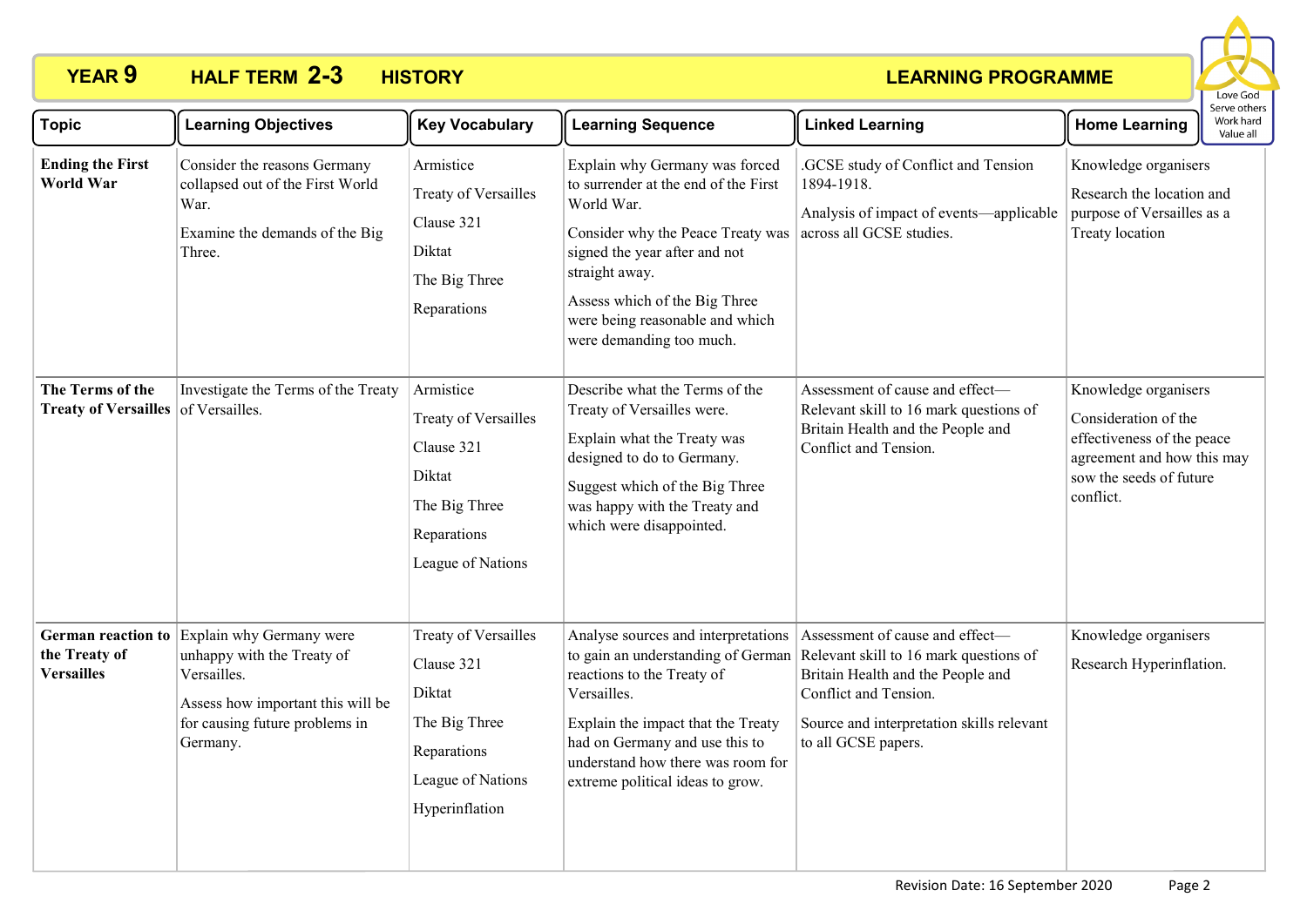# YEAR 9 HALF TERM 2-3 HISTORY — LEARNING PROGRAMME

Love God
Serve others
Work hard
Value all

| Topic | Learning Objectives | Key Vocabulary | Learning Sequence | Linked Learning | Home Learning |
|---|---|---|---|---|---|
| **Ending the First World War** | Consider the reasons Germany collapsed out of the First World War.<br><br>Examine the demands of the Big Three. | Armistice<br><br>Treaty of Versailles<br><br>Clause 321<br><br>Diktat<br><br>The Big Three<br><br>Reparations | Explain why Germany was forced to surrender at the end of the First World War.<br><br>Consider why the Peace Treaty was signed the year after and not straight away.<br><br>Assess which of the Big Three were being reasonable and which were demanding too much. | .GCSE study of Conflict and Tension 1894-1918.<br><br>Analysis of impact of events—applicable across all GCSE studies. | Knowledge organisers<br><br>Research the location and purpose of Versailles as a Treaty location |
| **The Terms of the Treaty of Versailles** | Investigate the Terms of the Treaty of Versailles. | Armistice<br><br>Treaty of Versailles<br><br>Clause 321<br><br>Diktat<br><br>The Big Three<br><br>Reparations<br><br>League of Nations | Describe what the Terms of the Treaty of Versailles were.<br><br>Explain what the Treaty was designed to do to Germany.<br><br>Suggest which of the Big Three was happy with the Treaty and which were disappointed. | Assessment of cause and effect—Relevant skill to 16 mark questions of Britain Health and the People and Conflict and Tension. | Knowledge organisers<br><br>Consideration of the effectiveness of the peace agreement and how this may sow the seeds of future conflict. |
| **German reaction to the Treaty of Versailles** | Explain why Germany were unhappy with the Treaty of Versailles.<br><br>Assess how important this will be for causing future problems in Germany. | Treaty of Versailles<br><br>Clause 321<br><br>Diktat<br><br>The Big Three<br><br>Reparations<br><br>League of Nations<br><br>Hyperinflation | Analyse sources and interpretations to gain an understanding of German reactions to the Treaty of Versailles.<br><br>Explain the impact that the Treaty had on Germany and use this to understand how there was room for extreme political ideas to grow. | Assessment of cause and effect—Relevant skill to 16 mark questions of Britain Health and the People and Conflict and Tension.<br><br>Source and interpretation skills relevant to all GCSE papers. | Knowledge organisers<br><br>Research Hyperinflation. |

Revision Date: 16 September 2020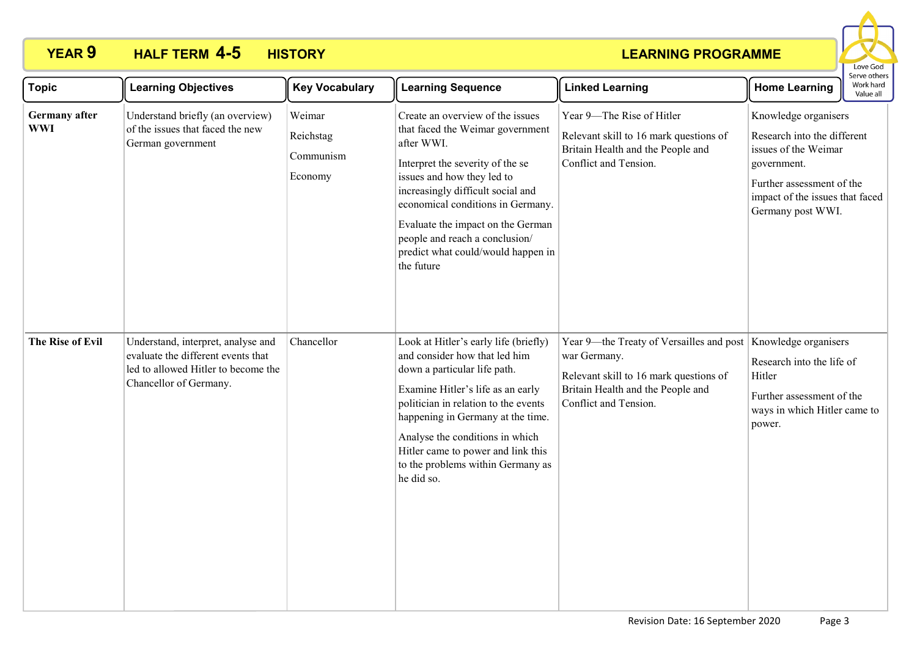**YEAR 9 HALF TERM 4-5 HISTORY LEARNING PROGRAMME**

Love God
Serve others
Work hard
Value all

| Topic | Learning Objectives | Key Vocabulary | Learning Sequence | Linked Learning | Home Learning |
|---|---|---|---|---|---|
| **Germany after WWI** | Understand briefly (an overview) of the issues that faced the new German government | Weimar<br><br>Reichstag<br><br>Communism<br><br>Economy | Create an overview of the issues that faced the Weimar government after WWI.<br><br>Interpret the severity of the se issues and how they led to increasingly difficult social and economical conditions in Germany.<br><br>Evaluate the impact on the German people and reach a conclusion/ predict what could/would happen in the future | Year 9—The Rise of Hitler<br><br>Relevant skill to 16 mark questions of Britain Health and the People and Conflict and Tension. | Knowledge organisers<br><br>Research into the different issues of the Weimar government.<br><br>Further assessment of the impact of the issues that faced Germany post WWI. |
| **The Rise of Evil** | Understand, interpret, analyse and evaluate the different events that led to allowed Hitler to become the Chancellor of Germany. | Chancellor | Look at Hitler's early life (briefly) and consider how that led him down a particular life path.<br><br>Examine Hitler's life as an early politician in relation to the events happening in Germany at the time.<br><br>Analyse the conditions in which Hitler came to power and link this to the problems within Germany as he did so. | Year 9—the Treaty of Versailles and post war Germany.<br><br>Relevant skill to 16 mark questions of Britain Health and the People and Conflict and Tension. | Knowledge organisers<br><br>Research into the life of Hitler<br><br>Further assessment of the ways in which Hitler came to power. |

Revision Date: 16 September 2020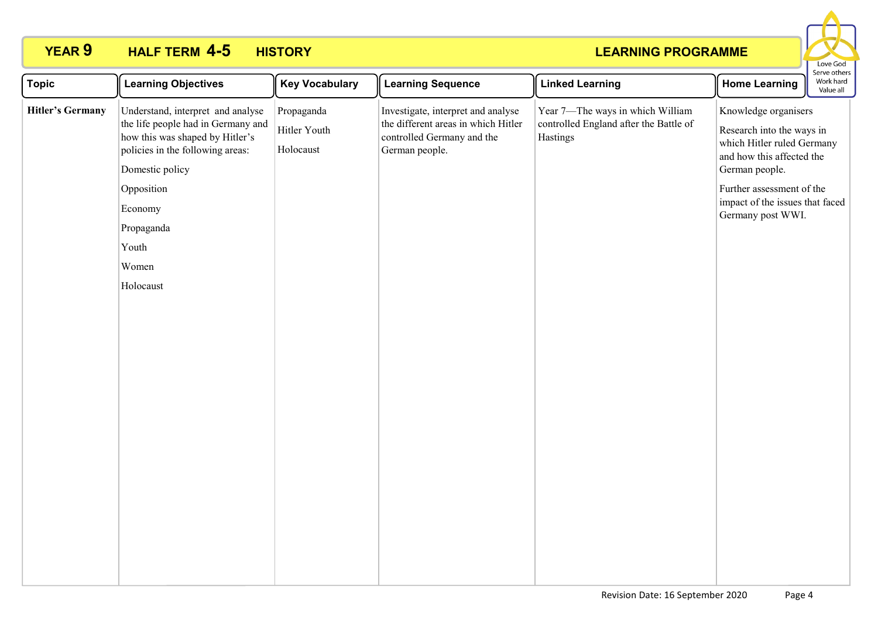# YEAR 9 HALF TERM 4-5 HISTORY LEARNING PROGRAMME

Love God
Serve others
Work hard
Value all

| Topic | Learning Objectives | Key Vocabulary | Learning Sequence | Linked Learning | Home Learning |
|---|---|---|---|---|---|
| **Hitler's Germany** | Understand, interpret and analyse the life people had in Germany and how this was shaped by Hitler's policies in the following areas:<br>Domestic policy<br>Opposition<br>Economy<br>Propaganda<br>Youth<br>Women<br>Holocaust | Propaganda<br>Hitler Youth<br>Holocaust | Investigate, interpret and analyse the different areas in which Hitler controlled Germany and the German people. | Year 7—The ways in which William controlled England after the Battle of Hastings | Knowledge organisers<br>Research into the ways in which Hitler ruled Germany and how this affected the German people.<br>Further assessment of the impact of the issues that faced Germany post WWI. |

Revision Date: 16 September 2020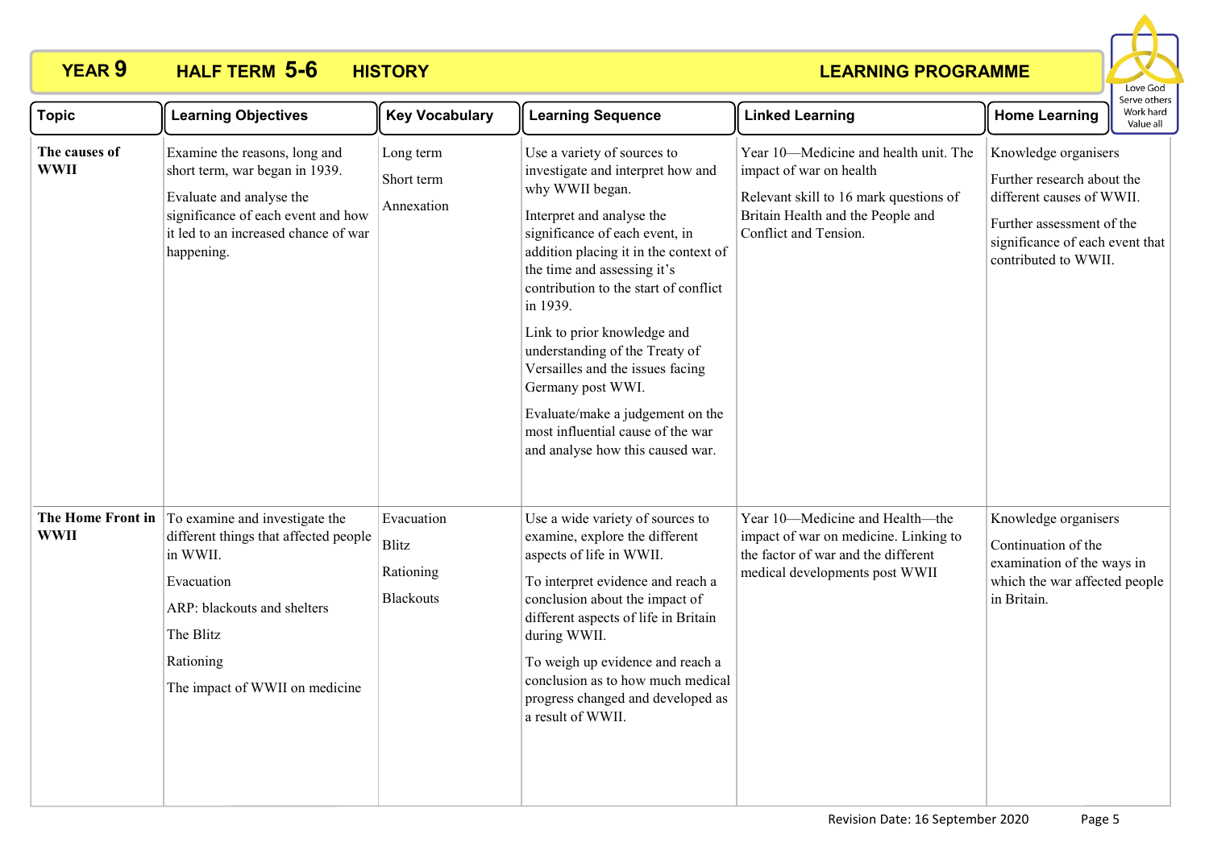# YEAR 9 HALF TERM 5-6 HISTORY — LEARNING PROGRAMME

Love God · Serve others · Work hard · Value all

| Topic | Learning Objectives | Key Vocabulary | Learning Sequence | Linked Learning | Home Learning |
|---|---|---|---|---|---|
| **The causes of WWII** | Examine the reasons, long and short term, war began in 1939.<br><br>Evaluate and analyse the significance of each event and how it led to an increased chance of war happening. | Long term<br><br>Short term<br><br>Annexation | Use a variety of sources to investigate and interpret how and why WWII began.<br><br>Interpret and analyse the significance of each event, in addition placing it in the context of the time and assessing it's contribution to the start of conflict in 1939.<br><br>Link to prior knowledge and understanding of the Treaty of Versailles and the issues facing Germany post WWI.<br><br>Evaluate/make a judgement on the most influential cause of the war and analyse how this caused war. | Year 10—Medicine and health unit. The impact of war on health<br><br>Relevant skill to 16 mark questions of Britain Health and the People and Conflict and Tension. | Knowledge organisers<br><br>Further research about the different causes of WWII.<br><br>Further assessment of the significance of each event that contributed to WWII. |
| **The Home Front in WWII** | To examine and investigate the different things that affected people in WWII.<br><br>Evacuation<br><br>ARP: blackouts and shelters<br><br>The Blitz<br><br>Rationing<br><br>The impact of WWII on medicine | Evacuation<br><br>Blitz<br><br>Rationing<br><br>Blackouts | Use a wide variety of sources to examine, explore the different aspects of life in WWII.<br><br>To interpret evidence and reach a conclusion about the impact of different aspects of life in Britain during WWII.<br><br>To weigh up evidence and reach a conclusion as to how much medical progress changed and developed as a result of WWII. | Year 10—Medicine and Health—the impact of war on medicine. Linking to the factor of war and the different medical developments post WWII | Knowledge organisers<br><br>Continuation of the examination of the ways in which the war affected people in Britain. |

Revision Date: 16 September 2020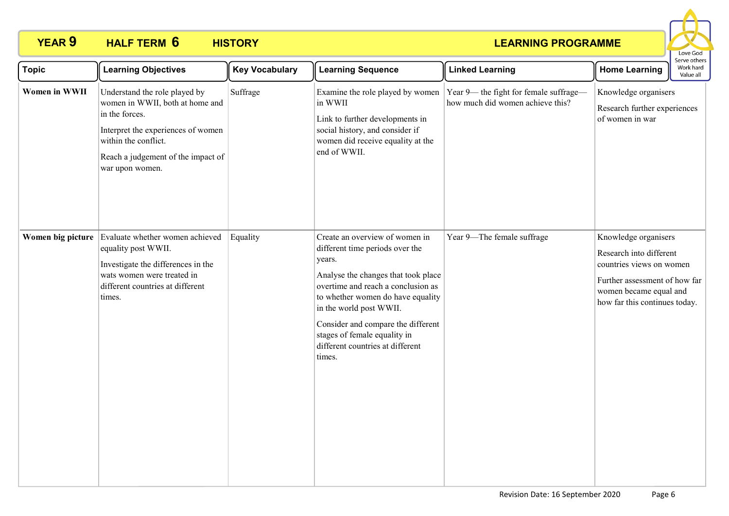**YEAR 9 HALF TERM 6 HISTORY LEARNING PROGRAMME**

| Topic | Learning Objectives | Key Vocabulary | Learning Sequence | Linked Learning | Home Learning |
|---|---|---|---|---|---|
| **Women in WWII** | Understand the role played by women in WWII, both at home and in the forces.<br><br>Interpret the experiences of women within the conflict.<br><br>Reach a judgement of the impact of war upon women. | Suffrage | Examine the role played by women in WWII<br><br>Link to further developments in social history, and consider if women did receive equality at the end of WWII. | Year 9— the fight for female suffrage—how much did women achieve this? | Knowledge organisers<br><br>Research further experiences of women in war |
| **Women big picture** | Evaluate whether women achieved equality post WWII.<br><br>Investigate the differences in the wats women were treated in different countries at different times. | Equality | Create an overview of women in different time periods over the years.<br><br>Analyse the changes that took place overtime and reach a conclusion as to whether women do have equality in the world post WWII.<br><br>Consider and compare the different stages of female equality in different countries at different times. | Year 9—The female suffrage | Knowledge organisers<br><br>Research into different countries views on women<br><br>Further assessment of how far women became equal and how far this continues today. |

Revision Date: 16 September 2020